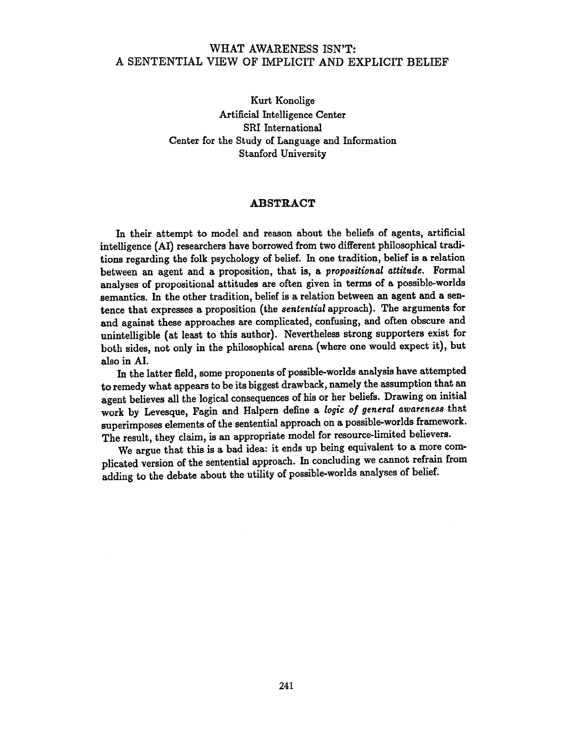# WHAT AWARENESS ISN'T: A SENTENTIAL VIEW OF IMPLICIT AND EXPLICIT BELIEF

Kurt Konolige
Artificial Intelligence Center
SRI International
Center for the Study of Language and Information
Stanford University

## ABSTRACT

In their attempt to model and reason about the beliefs of agents, artificial intelligence (AI) researchers have borrowed from two different philosophical traditions regarding the folk psychology of belief. In one tradition, belief is a relation between an agent and a proposition, that is, a *propositional attitude*. Formal analyses of propositional attitudes are often given in terms of a possible-worlds semantics. In the other tradition, belief is a relation between an agent and a sentence that expresses a proposition (the *sentential* approach). The arguments for and against these approaches are complicated, confusing, and often obscure and unintelligible (at least to this author). Nevertheless strong supporters exist for both sides, not only in the philosophical arena (where one would expect it), but also in AI.

In the latter field, some proponents of possible-worlds analysis have attempted to remedy what appears to be its biggest drawback, namely the assumption that an agent believes all the logical consequences of his or her beliefs. Drawing on initial work by Levesque, Fagin and Halpern define a *logic of general awareness* that superimposes elements of the sentential approach on a possible-worlds framework. The result, they claim, is an appropriate model for resource-limited believers.

We argue that this is a bad idea: it ends up being equivalent to a more complicated version of the sentential approach. In concluding we cannot refrain from adding to the debate about the utility of possible-worlds analyses of belief.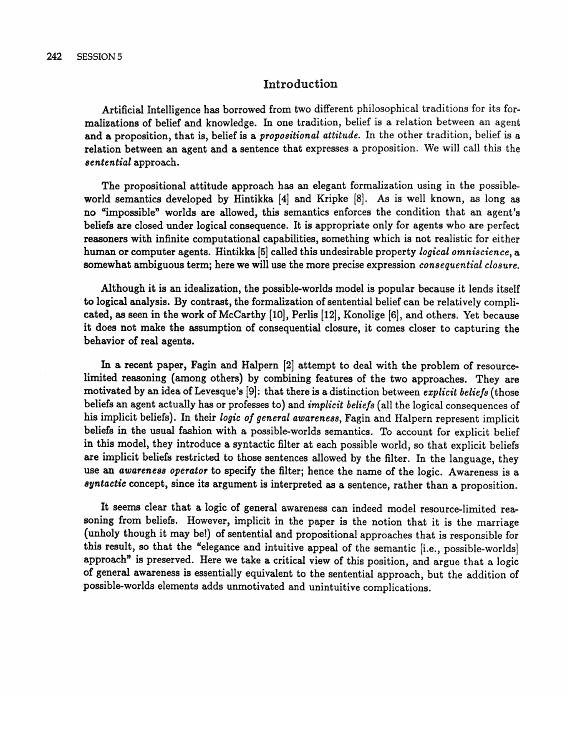## Introduction

Artificial Intelligence has borrowed from two different philosophical traditions for its formalizations of belief and knowledge. In one tradition, belief is a relation between an agent and a proposition, that is, belief is a *propositional attitude.* In the other tradition, belief is a relation between an agent and a sentence that expresses a proposition. We will call this the *sentential* approach.

The propositional attitude approach has an elegant formalization using in the possible-world semantics developed by Hintikka [4] and Kripke [8]. As is well known, as long as no "impossible" worlds are allowed, this semantics enforces the condition that an agent's beliefs are closed under logical consequence. It is appropriate only for agents who are perfect reasoners with infinite computational capabilities, something which is not realistic for either human or computer agents. Hintikka [5] called this undesirable property *logical omniscience,* a somewhat ambiguous term; here we will use the more precise expression *consequential closure.*

Although it is an idealization, the possible-worlds model is popular because it lends itself to logical analysis. By contrast, the formalization of sentential belief can be relatively complicated, as seen in the work of McCarthy [10], Perlis [12], Konolige [6], and others. Yet because it does not make the assumption of consequential closure, it comes closer to capturing the behavior of real agents.

In a recent paper, Fagin and Halpern [2] attempt to deal with the problem of resource-limited reasoning (among others) by combining features of the two approaches. They are motivated by an idea of Levesque's [9]: that there is a distinction between *explicit beliefs* (those beliefs an agent actually has or professes to) and *implicit beliefs* (all the logical consequences of his implicit beliefs). In their *logic of general awareness,* Fagin and Halpern represent implicit beliefs in the usual fashion with a possible-worlds semantics. To account for explicit belief in this model, they introduce a syntactic filter at each possible world, so that explicit beliefs are implicit beliefs restricted to those sentences allowed by the filter. In the language, they use an *awareness operator* to specify the filter; hence the name of the logic. Awareness is a *syntactic* concept, since its argument is interpreted as a sentence, rather than a proposition.

It seems clear that a logic of general awareness can indeed model resource-limited reasoning from beliefs. However, implicit in the paper is the notion that it is the marriage (unholy though it may be!) of sentential and propositional approaches that is responsible for this result, so that the "elegance and intuitive appeal of the semantic [i.e., possible-worlds] approach" is preserved. Here we take a critical view of this position, and argue that a logic of general awareness is essentially equivalent to the sentential approach, but the addition of possible-worlds elements adds unmotivated and unintuitive complications.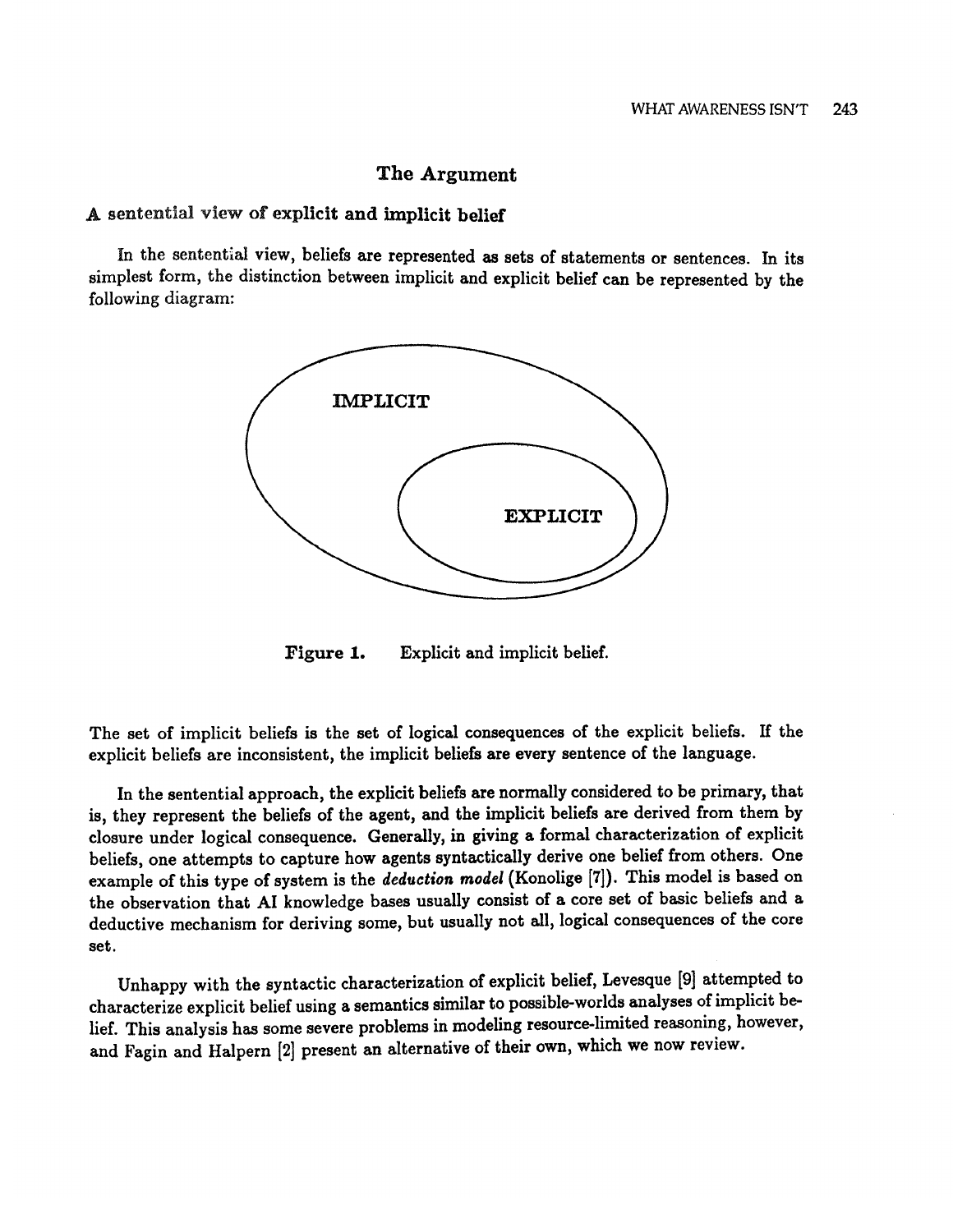## The Argument

### A sentential view of explicit and implicit belief

In the sentential view, beliefs are represented as sets of statements or sentences. In its simplest form, the distinction between implicit and explicit belief can be represented by the following diagram:

IMPLICIT

EXPLICIT

**Figure 1.** Explicit and implicit belief.

The set of implicit beliefs is the set of logical consequences of the explicit beliefs. If the explicit beliefs are inconsistent, the implicit beliefs are every sentence of the language.

In the sentential approach, the explicit beliefs are normally considered to be primary, that is, they represent the beliefs of the agent, and the implicit beliefs are derived from them by closure under logical consequence. Generally, in giving a formal characterization of explicit beliefs, one attempts to capture how agents syntactically derive one belief from others. One example of this type of system is the ***deduction model*** (Konolige [7]). This model is based on the observation that AI knowledge bases usually consist of a core set of basic beliefs and a deductive mechanism for deriving some, but usually not all, logical consequences of the core set.

Unhappy with the syntactic characterization of explicit belief, Levesque [9] attempted to characterize explicit belief using a semantics similar to possible-worlds analyses of implicit belief. This analysis has some severe problems in modeling resource-limited reasoning, however, and Fagin and Halpern [2] present an alternative of their own, which we now review.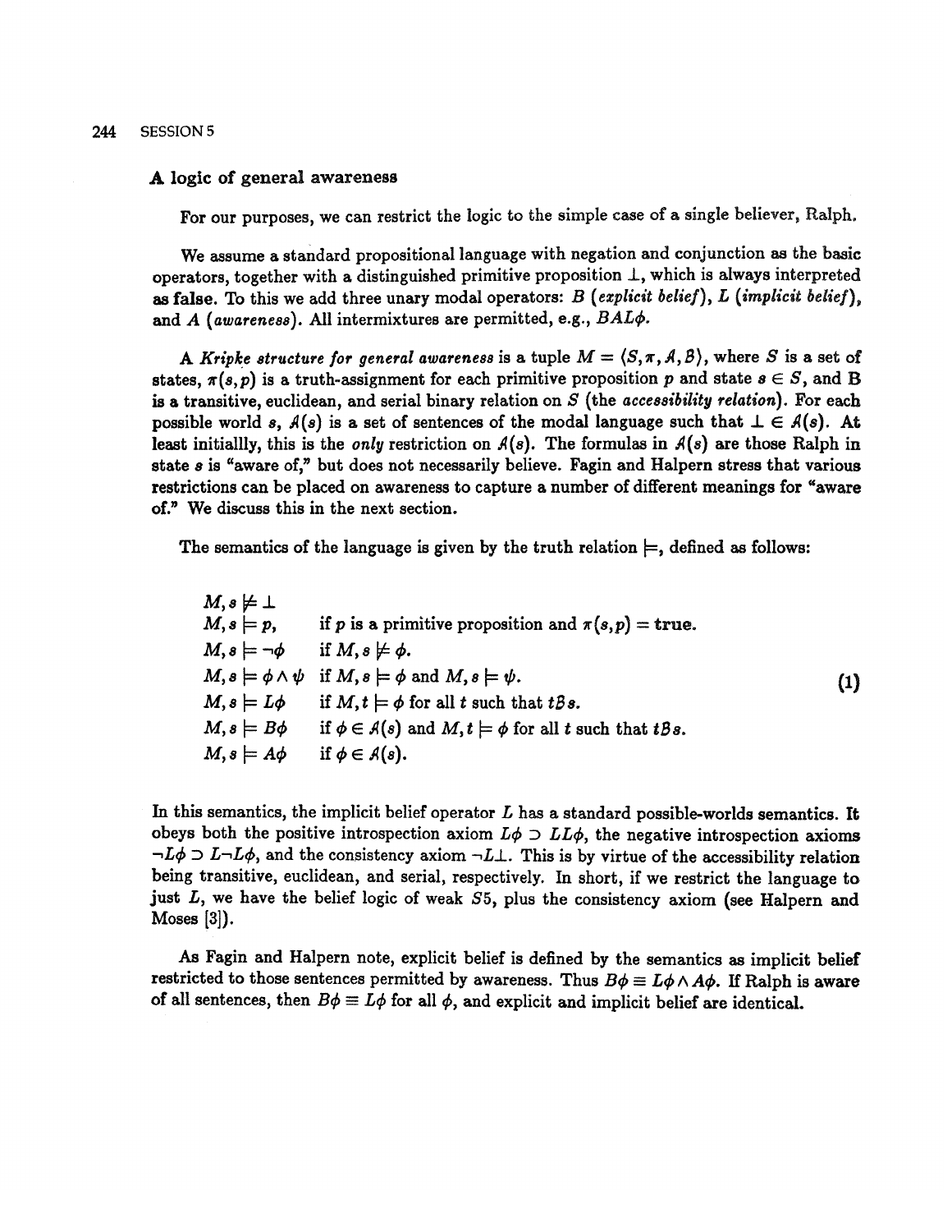## A logic of general awareness

For our purposes, we can restrict the logic to the simple case of a single believer, Ralph.

We assume a standard propositional language with negation and conjunction as the basic operators, together with a distinguished primitive proposition $\bot$, which is always interpreted as **false**. To this we add three unary modal operators: $B$ (*explicit belief*), $L$ (*implicit belief*), and $A$ (*awareness*). All intermixtures are permitted, e.g., $BAL\phi$.

A *Kripke structure for general awareness* is a tuple $M = \langle S, \pi, \mathcal{A}, \mathcal{B} \rangle$, where $S$ is a set of states, $\pi(s,p)$ is a truth-assignment for each primitive proposition $p$ and state $s \in S$, and B is a transitive, euclidean, and serial binary relation on $S$ (the *accessibility relation*). For each possible world $s$, $\mathcal{A}(s)$ is a set of sentences of the modal language such that $\bot \in \mathcal{A}(s)$. At least initiallly, this is the *only* restriction on $\mathcal{A}(s)$. The formulas in $\mathcal{A}(s)$ are those Ralph in state $s$ is "aware of," but does not necessarily believe. Fagin and Halpern stress that various restrictions can be placed on awareness to capture a number of different meanings for "aware of." We discuss this in the next section.

The semantics of the language is given by the truth relation $\models$, defined as follows:

$$
\begin{array}{ll}
M, s \not\models \bot & \\
M, s \models p, & \text{if } p \text{ is a primitive proposition and } \pi(s,p) = \textbf{true}. \\
M, s \models \neg\phi & \text{if } M, s \not\models \phi. \\
M, s \models \phi \wedge \psi & \text{if } M, s \models \phi \text{ and } M, s \models \psi. \\
M, s \models L\phi & \text{if } M, t \models \phi \text{ for all } t \text{ such that } t\mathcal{B}s. \\
M, s \models B\phi & \text{if } \phi \in \mathcal{A}(s) \text{ and } M, t \models \phi \text{ for all } t \text{ such that } t\mathcal{B}s. \\
M, s \models A\phi & \text{if } \phi \in \mathcal{A}(s).
\end{array}
\qquad (1)
$$

In this semantics, the implicit belief operator $L$ has a standard possible-worlds semantics. It obeys both the positive introspection axiom $L\phi \supset LL\phi$, the negative introspection axioms $\neg L\phi \supset L\neg L\phi$, and the consistency axiom $\neg L\bot$. This is by virtue of the accessibility relation being transitive, euclidean, and serial, respectively. In short, if we restrict the language to just $L$, we have the belief logic of weak $S5$, plus the consistency axiom (see Halpern and Moses [3]).

As Fagin and Halpern note, explicit belief is defined by the semantics as implicit belief restricted to those sentences permitted by awareness. Thus $B\phi \equiv L\phi \wedge A\phi$. If Ralph is aware of all sentences, then $B\phi \equiv L\phi$ for all $\phi$, and explicit and implicit belief are identical.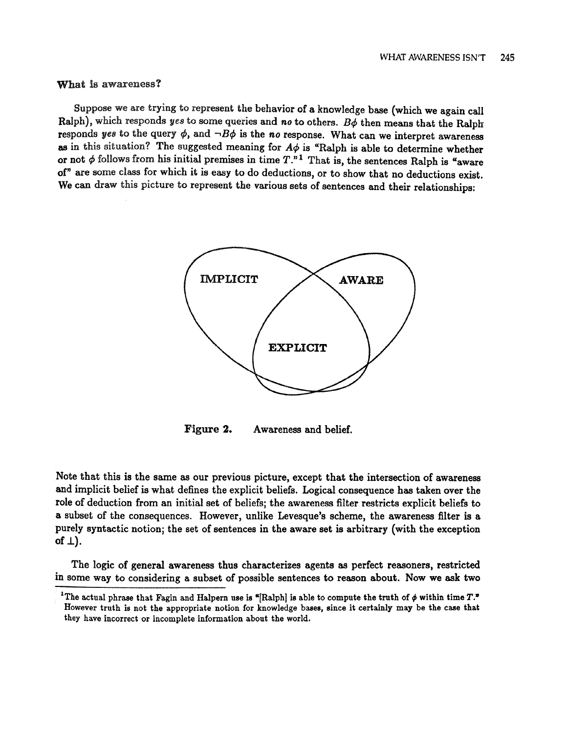## What is awareness?

Suppose we are trying to represent the behavior of a knowledge base (which we again call Ralph), which responds *yes* to some queries and *no* to others. $B\phi$ then means that the Ralph responds *yes* to the query $\phi$, and $\neg B\phi$ is the *no* response. What can we interpret awareness as in this situation? The suggested meaning for $A\phi$ is "Ralph is able to determine whether or not $\phi$ follows from his initial premises in time $T$."[1] That is, the sentences Ralph is "aware of" are some class for which it is easy to do deductions, or to show that no deductions exist. We can draw this picture to represent the various sets of sentences and their relationships:

IMPLICIT

AWARE

EXPLICIT

**Figure 2.** Awareness and belief.

Note that this is the same as our previous picture, except that the intersection of awareness and implicit belief is what defines the explicit beliefs. Logical consequence has taken over the role of deduction from an initial set of beliefs; the awareness filter restricts explicit beliefs to a subset of the consequences. However, unlike Levesque's scheme, the awareness filter is a purely syntactic notion; the set of sentences in the aware set is arbitrary (with the exception of $\perp$).

The logic of general awareness thus characterizes agents as perfect reasoners, restricted in some way to considering a subset of possible sentences to reason about. Now we ask two

[1] The actual phrase that Fagin and Halpern use is "[Ralph] is able to compute the truth of $\phi$ within time $T$." However truth is not the appropriate notion for knowledge bases, since it certainly may be the case that they have incorrect or incomplete information about the world.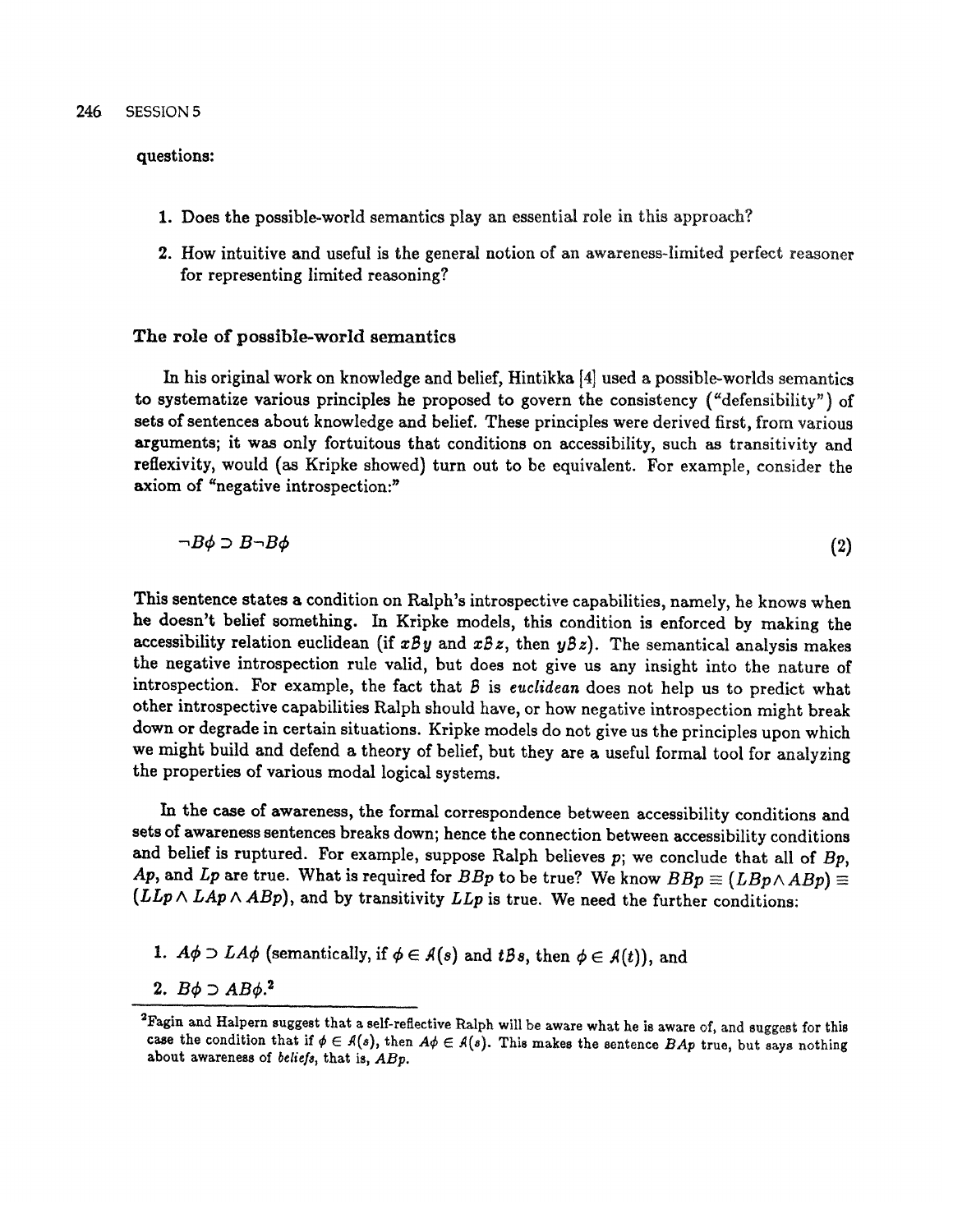questions:

1. Does the possible-world semantics play an essential role in this approach?
2. How intuitive and useful is the general notion of an awareness-limited perfect reasoner for representing limited reasoning?

### The role of possible-world semantics

In his original work on knowledge and belief, Hintikka [4] used a possible-worlds semantics to systematize various principles he proposed to govern the consistency ("defensibility") of sets of sentences about knowledge and belief. These principles were derived first, from various arguments; it was only fortuitous that conditions on accessibility, such as transitivity and reflexivity, would (as Kripke showed) turn out to be equivalent. For example, consider the axiom of "negative introspection:"

$$\neg B\phi \supset B\neg B\phi \tag{2}$$

This sentence states a condition on Ralph's introspective capabilities, namely, he knows when he doesn't belief something. In Kripke models, this condition is enforced by making the accessibility relation euclidean (if $x\mathcal{B}y$ and $x\mathcal{B}z$, then $y\mathcal{B}z$). The semantical analysis makes the negative introspection rule valid, but does not give us any insight into the nature of introspection. For example, the fact that $\mathcal{B}$ is *euclidean* does not help us to predict what other introspective capabilities Ralph should have, or how negative introspection might break down or degrade in certain situations. Kripke models do not give us the principles upon which we might build and defend a theory of belief, but they are a useful formal tool for analyzing the properties of various modal logical systems.

In the case of awareness, the formal correspondence between accessibility conditions and sets of awareness sentences breaks down; hence the connection between accessibility conditions and belief is ruptured. For example, suppose Ralph believes $p$; we conclude that all of $Bp$, $Ap$, and $Lp$ are true. What is required for $BBp$ to be true? We know $BBp \equiv (LBp \land ABp) \equiv (LLp \land LAp \land ABp)$, and by transitivity $LLp$ is true. We need the further conditions:

1. $A\phi \supset LA\phi$ (semantically, if $\phi \in \mathcal{A}(s)$ and $t\mathcal{B}s$, then $\phi \in \mathcal{A}(t)$), and
2. $B\phi \supset AB\phi$.[2]

[2]Fagin and Halpern suggest that a self-reflective Ralph will be aware what he is aware of, and suggest for this case the condition that if $\phi \in \mathcal{A}(s)$, then $A\phi \in \mathcal{A}(s)$. This makes the sentence $BAp$ true, but says nothing about awareness of *beliefs*, that is, $ABp$.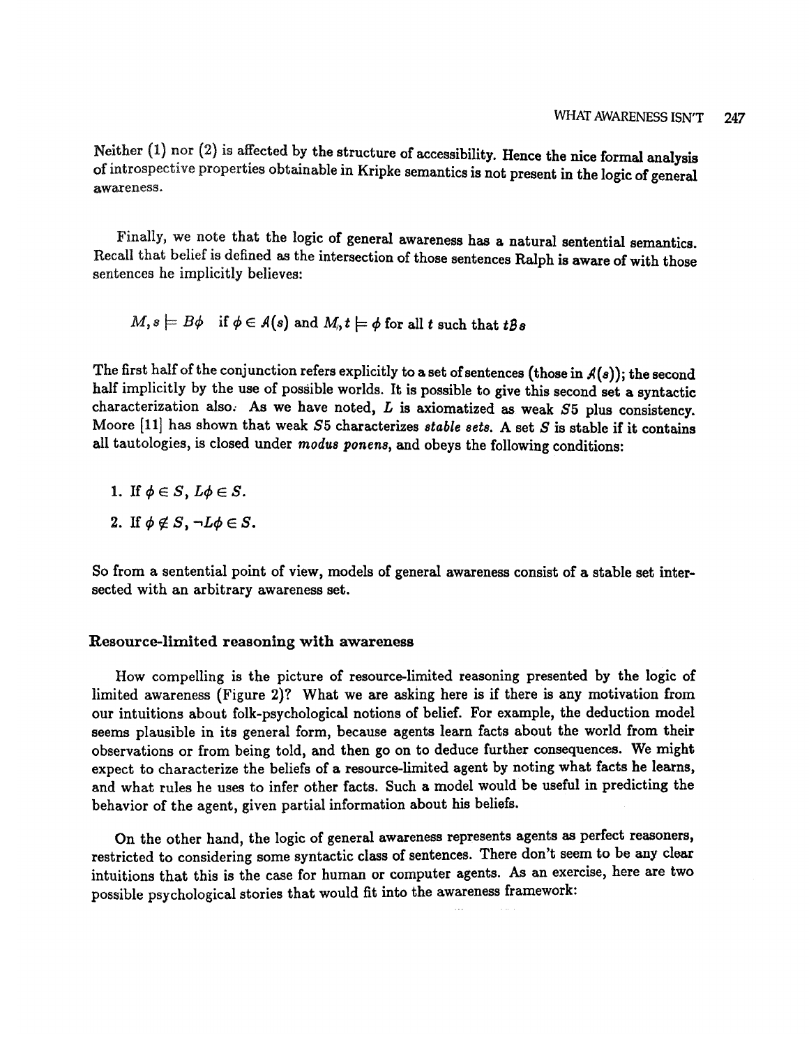Neither (1) nor (2) is affected by the structure of accessibility. Hence the nice formal analysis of introspective properties obtainable in Kripke semantics is not present in the logic of general awareness.

Finally, we note that the logic of general awareness has a natural sentential semantics. Recall that belief is defined as the intersection of those sentences Ralph is aware of with those sentences he implicitly believes:

$$M, s \models B\phi \quad \text{if } \phi \in \mathcal{A}(s) \text{ and } M, t \models \phi \text{ for all } t \text{ such that } t\mathcal{B}s$$

The first half of the conjunction refers explicitly to a set of sentences (those in $\mathcal{A}(s)$); the second half implicitly by the use of possible worlds. It is possible to give this second set a syntactic characterization also. As we have noted, $L$ is axiomatized as weak $S5$ plus consistency. Moore [11] has shown that weak $S5$ characterizes *stable sets*. A set $S$ is stable if it contains all tautologies, is closed under *modus ponens*, and obeys the following conditions:

1. If $\phi \in S$, $L\phi \in S$.
2. If $\phi \notin S$, $\neg L\phi \in S$.

So from a sentential point of view, models of general awareness consist of a stable set intersected with an arbitrary awareness set.

### Resource-limited reasoning with awareness

How compelling is the picture of resource-limited reasoning presented by the logic of limited awareness (Figure 2)? What we are asking here is if there is any motivation from our intuitions about folk-psychological notions of belief. For example, the deduction model seems plausible in its general form, because agents learn facts about the world from their observations or from being told, and then go on to deduce further consequences. We might expect to characterize the beliefs of a resource-limited agent by noting what facts he learns, and what rules he uses to infer other facts. Such a model would be useful in predicting the behavior of the agent, given partial information about his beliefs.

On the other hand, the logic of general awareness represents agents as perfect reasoners, restricted to considering some syntactic class of sentences. There don't seem to be any clear intuitions that this is the case for human or computer agents. As an exercise, here are two possible psychological stories that would fit into the awareness framework: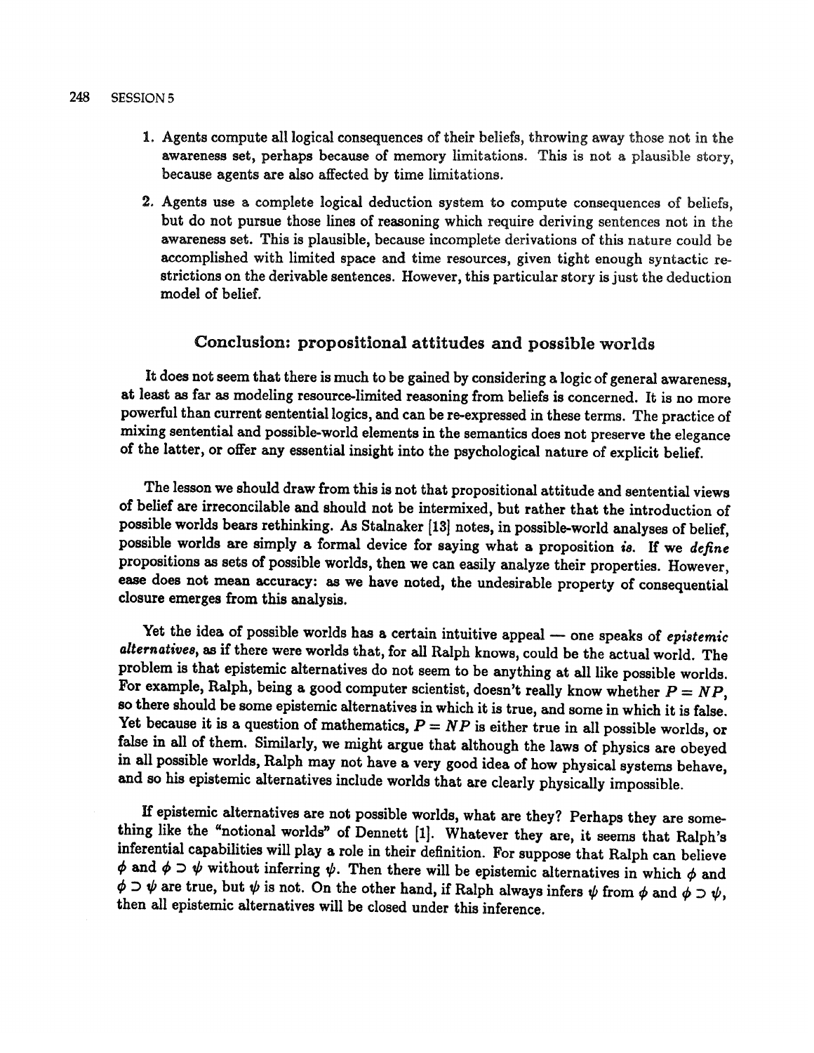1. Agents compute all logical consequences of their beliefs, throwing away those not in the awareness set, perhaps because of memory limitations. This is not a plausible story, because agents are also affected by time limitations.

2. Agents use a complete logical deduction system to compute consequences of beliefs, but do not pursue those lines of reasoning which require deriving sentences not in the awareness set. This is plausible, because incomplete derivations of this nature could be accomplished with limited space and time resources, given tight enough syntactic restrictions on the derivable sentences. However, this particular story is just the deduction model of belief.

## Conclusion: propositional attitudes and possible worlds

It does not seem that there is much to be gained by considering a logic of general awareness, at least as far as modeling resource-limited reasoning from beliefs is concerned. It is no more powerful than current sentential logics, and can be re-expressed in these terms. The practice of mixing sentential and possible-world elements in the semantics does not preserve the elegance of the latter, or offer any essential insight into the psychological nature of explicit belief.

The lesson we should draw from this is not that propositional attitude and sentential views of belief are irreconcilable and should not be intermixed, but rather that the introduction of possible worlds bears rethinking. As Stalnaker [13] notes, in possible-world analyses of belief, possible worlds are simply a formal device for saying what a proposition *is*. If we *define* propositions as sets of possible worlds, then we can easily analyze their properties. However, ease does not mean accuracy: as we have noted, the undesirable property of consequential closure emerges from this analysis.

Yet the idea of possible worlds has a certain intuitive appeal — one speaks of *epistemic alternatives*, as if there were worlds that, for all Ralph knows, could be the actual world. The problem is that epistemic alternatives do not seem to be anything at all like possible worlds. For example, Ralph, being a good computer scientist, doesn't really know whether $P = NP$, so there should be some epistemic alternatives in which it is true, and some in which it is false. Yet because it is a question of mathematics, $P = NP$ is either true in all possible worlds, or false in all of them. Similarly, we might argue that although the laws of physics are obeyed in all possible worlds, Ralph may not have a very good idea of how physical systems behave, and so his epistemic alternatives include worlds that are clearly physically impossible.

If epistemic alternatives are not possible worlds, what are they? Perhaps they are something like the "notional worlds" of Dennett [1]. Whatever they are, it seems that Ralph's inferential capabilities will play a role in their definition. For suppose that Ralph can believe $\phi$ and $\phi \supset \psi$ without inferring $\psi$. Then there will be epistemic alternatives in which $\phi$ and $\phi \supset \psi$ are true, but $\psi$ is not. On the other hand, if Ralph always infers $\psi$ from $\phi$ and $\phi \supset \psi$, then all epistemic alternatives will be closed under this inference.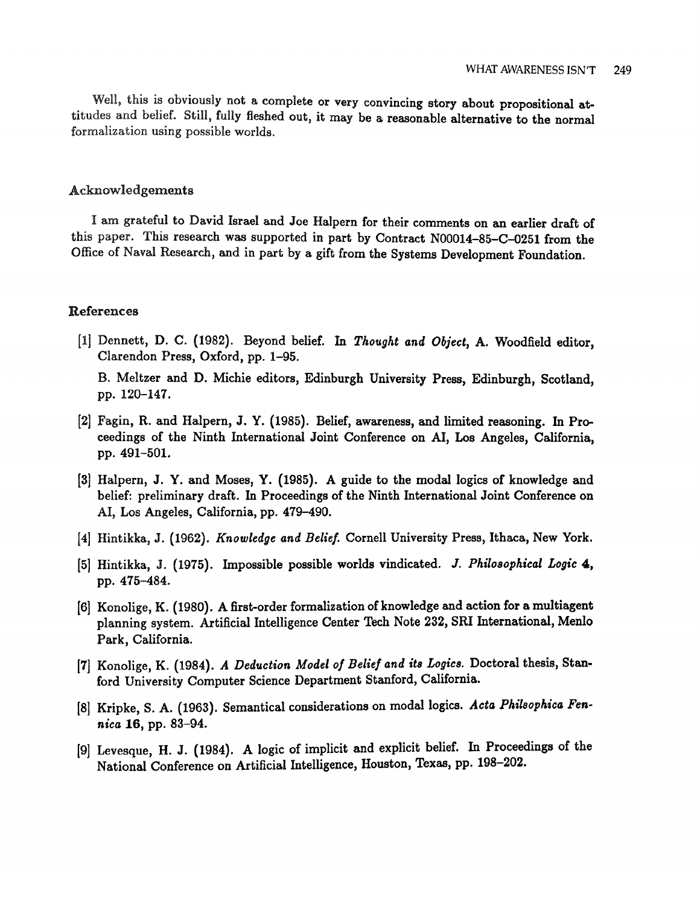Well, this is obviously not a complete or very convincing story about propositional attitudes and belief. Still, fully fleshed out, it may be a reasonable alternative to the normal formalization using possible worlds.

## Acknowledgements

I am grateful to David Israel and Joe Halpern for their comments on an earlier draft of this paper. This research was supported in part by Contract N00014-85-C-0251 from the Office of Naval Research, and in part by a gift from the Systems Development Foundation.

## References

[1] Dennett, D. C. (1982). Beyond belief. In *Thought and Object*, A. Woodfield editor, Clarendon Press, Oxford, pp. 1–95.

B. Meltzer and D. Michie editors, Edinburgh University Press, Edinburgh, Scotland, pp. 120–147.

[2] Fagin, R. and Halpern, J. Y. (1985). Belief, awareness, and limited reasoning. In Proceedings of the Ninth International Joint Conference on AI, Los Angeles, California, pp. 491–501.

[3] Halpern, J. Y. and Moses, Y. (1985). A guide to the modal logics of knowledge and belief: preliminary draft. In Proceedings of the Ninth International Joint Conference on AI, Los Angeles, California, pp. 479–490.

[4] Hintikka, J. (1962). *Knowledge and Belief.* Cornell University Press, Ithaca, New York.

[5] Hintikka, J. (1975). Impossible possible worlds vindicated. *J. Philosophical Logic* **4**, pp. 475–484.

[6] Konolige, K. (1980). A first-order formalization of knowledge and action for a multiagent planning system. Artificial Intelligence Center Tech Note 232, SRI International, Menlo Park, California.

[7] Konolige, K. (1984). *A Deduction Model of Belief and its Logics.* Doctoral thesis, Stanford University Computer Science Department Stanford, California.

[8] Kripke, S. A. (1963). Semantical considerations on modal logics. *Acta Philsophica Fennica* **16**, pp. 83–94.

[9] Levesque, H. J. (1984). A logic of implicit and explicit belief. In Proceedings of the National Conference on Artificial Intelligence, Houston, Texas, pp. 198–202.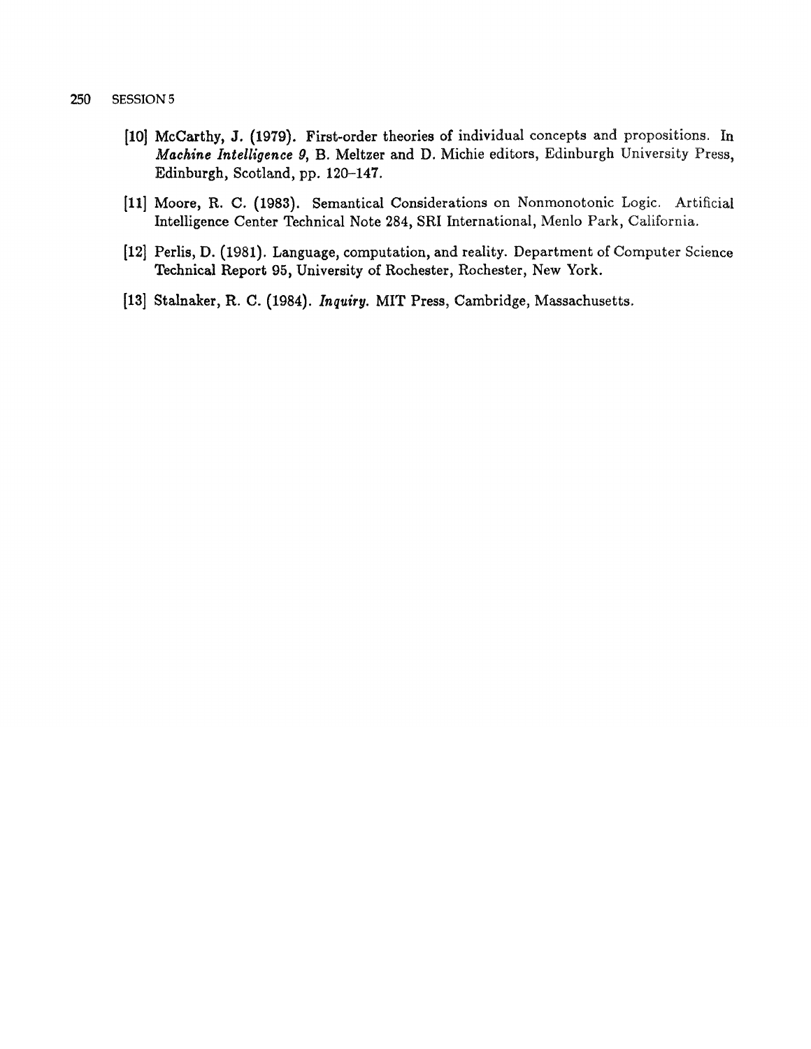[10] McCarthy, J. (1979). First-order theories of individual concepts and propositions. In *Machine Intelligence 9*, B. Meltzer and D. Michie editors, Edinburgh University Press, Edinburgh, Scotland, pp. 120–147.

[11] Moore, R. C. (1983). Semantical Considerations on Nonmonotonic Logic. Artificial Intelligence Center Technical Note 284, SRI International, Menlo Park, California.

[12] Perlis, D. (1981). Language, computation, and reality. Department of Computer Science Technical Report 95, University of Rochester, Rochester, New York.

[13] Stalnaker, R. C. (1984). *Inquiry*. MIT Press, Cambridge, Massachusetts.